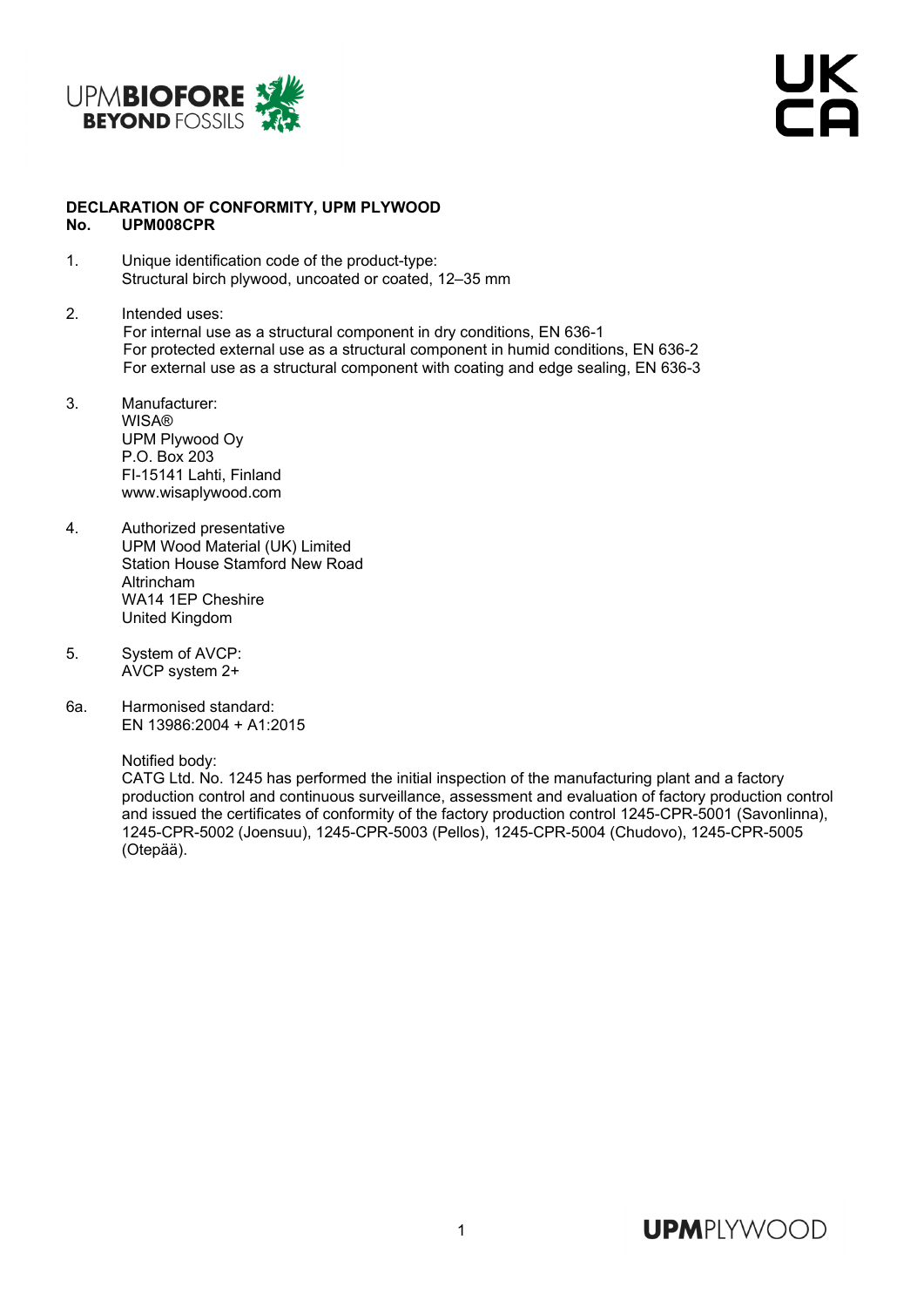# DECLARATION OF CONFORMITY, UPM PLYWOOD
**No. UPM008CPR**

1. Unique identification code of the product-type:
   Structural birch plywood, uncoated or coated, 12–35 mm

2. Intended uses:
   For internal use as a structural component in dry conditions, EN 636-1
   For protected external use as a structural component in humid conditions, EN 636-2
   For external use as a structural component with coating and edge sealing, EN 636-3

3. Manufacturer:
   WISA®
   UPM Plywood Oy
   P.O. Box 203
   FI-15141 Lahti, Finland
   www.wisaplywood.com

4. Authorized presentative
   UPM Wood Material (UK) Limited
   Station House Stamford New Road
   Altrincham
   WA14 1EP Cheshire
   United Kingdom

5. System of AVCP:
   AVCP system 2+

6a. Harmonised standard:
   EN 13986:2004 + A1:2015

   Notified body:
   CATG Ltd. No. 1245 has performed the initial inspection of the manufacturing plant and a factory production control and continuous surveillance, assessment and evaluation of factory production control and issued the certificates of conformity of the factory production control 1245-CPR-5001 (Savonlinna), 1245-CPR-5002 (Joensuu), 1245-CPR-5003 (Pellos), 1245-CPR-5004 (Chudovo), 1245-CPR-5005 (Otepää).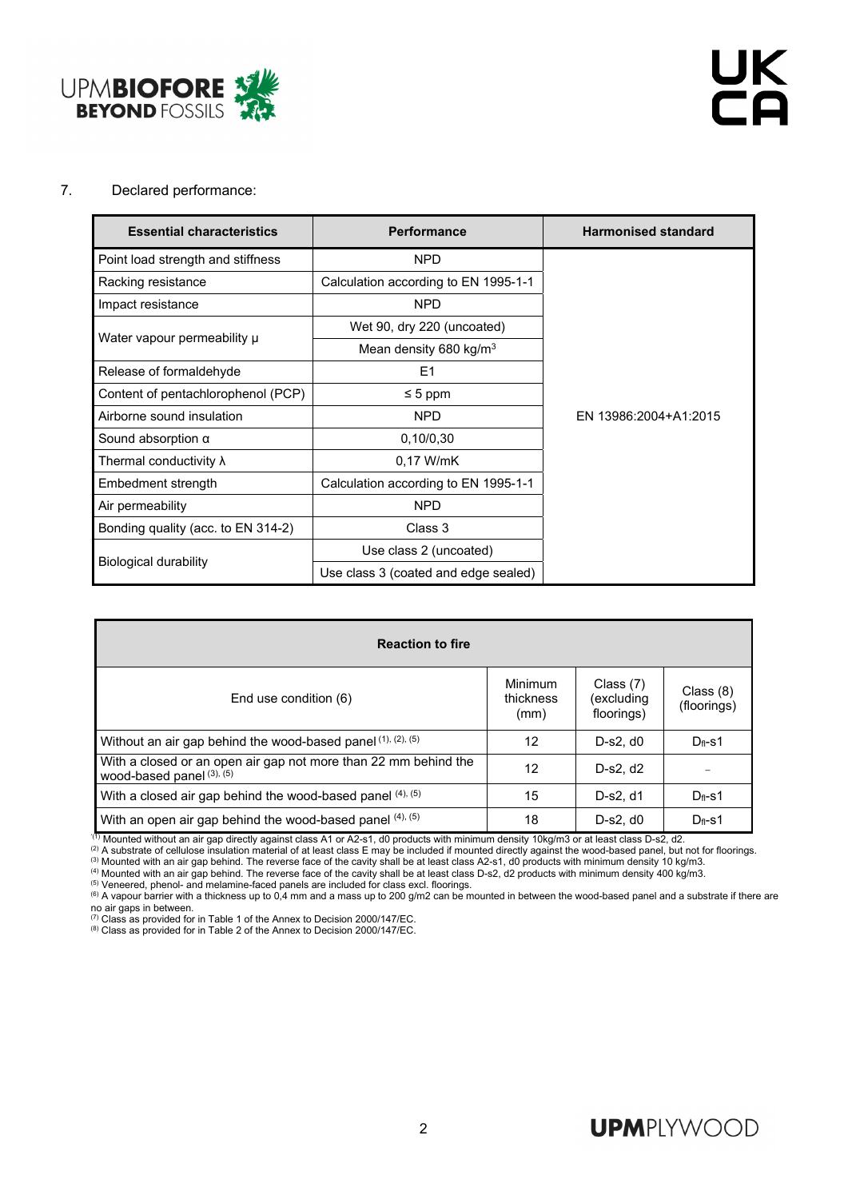7. Declared performance:

| Essential characteristics | Performance | Harmonised standard |
|---|---|---|
| Point load strength and stiffness | NPD | EN 13986:2004+A1:2015 |
| Racking resistance | Calculation according to EN 1995-1-1 | |
| Impact resistance | NPD | |
| Water vapour permeability μ | Wet 90, dry 220 (uncoated) | |
| | Mean density 680 kg/m$^3$ | |
| Release of formaldehyde | E1 | |
| Content of pentachlorophenol (PCP) | ≤ 5 ppm | |
| Airborne sound insulation | NPD | |
| Sound absorption α | 0,10/0,30 | |
| Thermal conductivity λ | 0,17 W/mK | |
| Embedment strength | Calculation according to EN 1995-1-1 | |
| Air permeability | NPD | |
| Bonding quality (acc. to EN 314-2) | Class 3 | |
| Biological durability | Use class 2 (uncoated) | |
| | Use class 3 (coated and edge sealed) | |

| Reaction to fire | | | |
|---|---|---|---|
| End use condition (6) | Minimum thickness (mm) | Class (7) (excluding floorings) | Class (8) (floorings) |
| Without an air gap behind the wood-based panel [(1), (2), (5)] | 12 | D-s2, d0 | $D_{fl}$-s1 |
| With a closed or an open air gap not more than 22 mm behind the wood-based panel [(3), (5)] | 12 | D-s2, d2 | – |
| With a closed air gap behind the wood-based panel [(4), (5)] | 15 | D-s2, d1 | $D_{fl}$-s1 |
| With an open air gap behind the wood-based panel [(4), (5)] | 18 | D-s2, d0 | $D_{fl}$-s1 |

[(1)] Mounted without an air gap directly against class A1 or A2-s1, d0 products with minimum density 10kg/m3 or at least class D-s2, d2.
[(2)] A substrate of cellulose insulation material of at least class E may be included if mounted directly against the wood-based panel, but not for floorings.
[(3)] Mounted with an air gap behind. The reverse face of the cavity shall be at least class A2-s1, d0 products with minimum density 10 kg/m3.
[(4)] Mounted with an air gap behind. The reverse face of the cavity shall be at least class D-s2, d2 products with minimum density 400 kg/m3.
[(5)] Veneered, phenol- and melamine-faced panels are included for class excl. floorings.
[(6)] A vapour barrier with a thickness up to 0,4 mm and a mass up to 200 g/m2 can be mounted in between the wood-based panel and a substrate if there are no air gaps in between.
[(7)] Class as provided for in Table 1 of the Annex to Decision 2000/147/EC.
[(8)] Class as provided for in Table 2 of the Annex to Decision 2000/147/EC.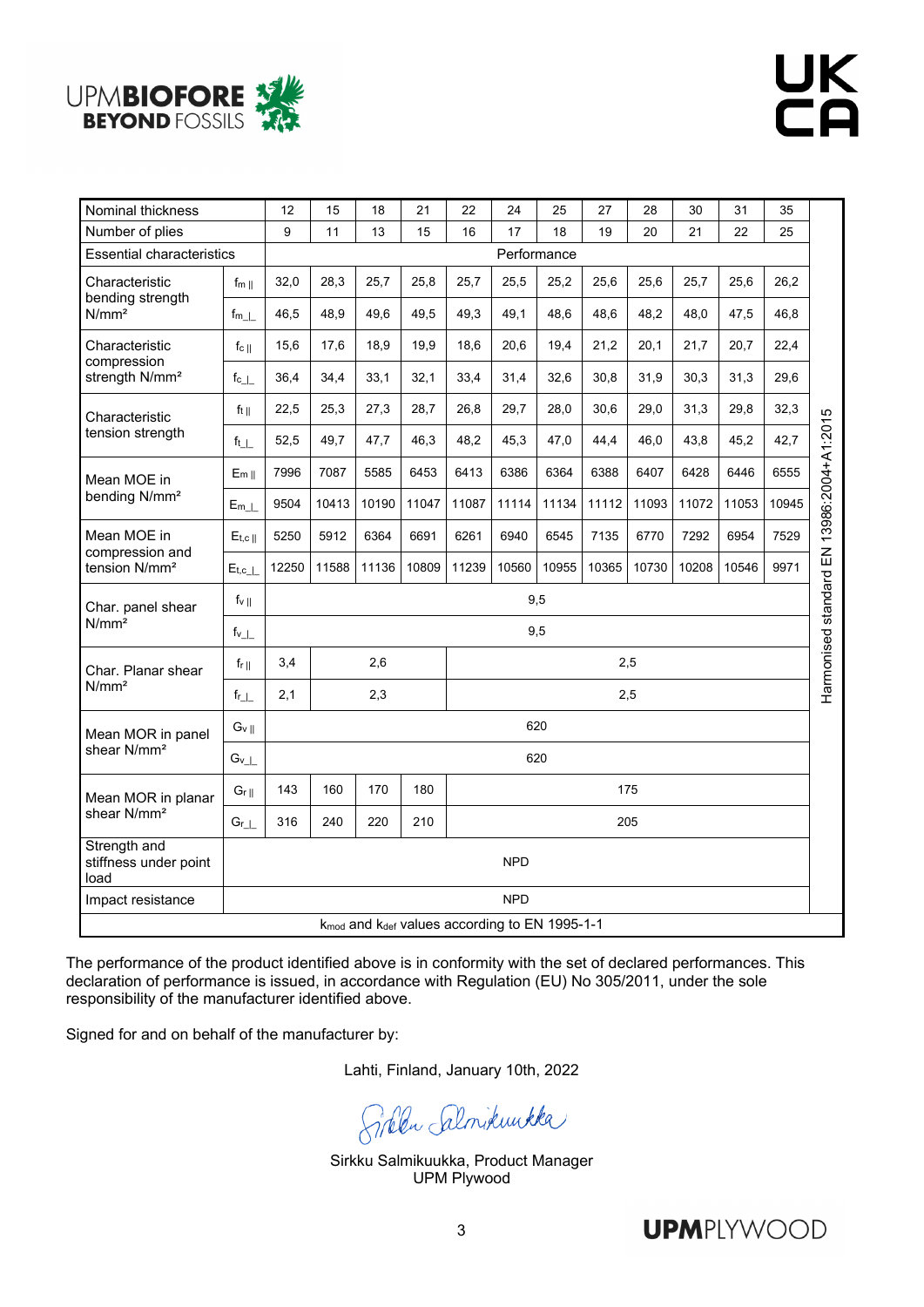| Nominal thickness | | 12 | 15 | 18 | 21 | 22 | 24 | 25 | 27 | 28 | 30 | 31 | 35 | |
|---|---|---|---|---|---|---|---|---|---|---|---|---|---|---|
| Number of plies | | 9 | 11 | 13 | 15 | 16 | 17 | 18 | 19 | 20 | 21 | 22 | 25 | |
| Essential characteristics | | Performance | | | | | | | | | | | | Harmonised standard EN 13986:2004+A1:2015 |
| Characteristic bending strength N/mm² | $f_{m\parallel}$ | 32,0 | 28,3 | 25,7 | 25,8 | 25,7 | 25,5 | 25,2 | 25,6 | 25,6 | 25,7 | 25,6 | 26,2 | |
| | $f_{m\perp}$ | 46,5 | 48,9 | 49,6 | 49,5 | 49,3 | 49,1 | 48,6 | 48,6 | 48,2 | 48,0 | 47,5 | 46,8 | |
| Characteristic compression strength N/mm² | $f_{c\parallel}$ | 15,6 | 17,6 | 18,9 | 19,9 | 18,6 | 20,6 | 19,4 | 21,2 | 20,1 | 21,7 | 20,7 | 22,4 | |
| | $f_{c\perp}$ | 36,4 | 34,4 | 33,1 | 32,1 | 33,4 | 31,4 | 32,6 | 30,8 | 31,9 | 30,3 | 31,3 | 29,6 | |
| Characteristic tension strength | $f_{t\parallel}$ | 22,5 | 25,3 | 27,3 | 28,7 | 26,8 | 29,7 | 28,0 | 30,6 | 29,0 | 31,3 | 29,8 | 32,3 | |
| | $f_{t\perp}$ | 52,5 | 49,7 | 47,7 | 46,3 | 48,2 | 45,3 | 47,0 | 44,4 | 46,0 | 43,8 | 45,2 | 42,7 | |
| Mean MOE in bending N/mm² | $E_{m\parallel}$ | 7996 | 7087 | 5585 | 6453 | 6413 | 6386 | 6364 | 6388 | 6407 | 6428 | 6446 | 6555 | |
| | $E_{m\perp}$ | 9504 | 10413 | 10190 | 11047 | 11087 | 11114 | 11134 | 11112 | 11093 | 11072 | 11053 | 10945 | |
| Mean MOE in compression and tension N/mm² | $E_{t,c\parallel}$ | 5250 | 5912 | 6364 | 6691 | 6261 | 6940 | 6545 | 7135 | 6770 | 7292 | 6954 | 7529 | |
| | $E_{t,c\perp}$ | 12250 | 11588 | 11136 | 10809 | 11239 | 10560 | 10955 | 10365 | 10730 | 10208 | 10546 | 9971 | |
| Char. panel shear N/mm² | $f_{v\parallel}$ | 9,5 | | | | | | | | | | | | |
| | $f_{v\perp}$ | 9,5 | | | | | | | | | | | | |
| Char. Planar shear N/mm² | $f_{r\parallel}$ | 3,4 | 2,6 | | | 2,5 | | | | | | | | |
| | $f_{r\perp}$ | 2,1 | 2,3 | | | 2,5 | | | | | | | | |
| Mean MOR in panel shear N/mm² | $G_{v\parallel}$ | 620 | | | | | | | | | | | | |
| | $G_{v\perp}$ | 620 | | | | | | | | | | | | |
| Mean MOR in planar shear N/mm² | $G_{r\parallel}$ | 143 | 160 | 170 | 180 | 175 | | | | | | | | |
| | $G_{r\perp}$ | 316 | 240 | 220 | 210 | 205 | | | | | | | | |
| Strength and stiffness under point load | | NPD | | | | | | | | | | | | |
| Impact resistance | | NPD | | | | | | | | | | | | |
| $k_{mod}$ and $k_{def}$ values according to EN 1995-1-1 | | | | | | | | | | | | | | |

The performance of the product identified above is in conformity with the set of declared performances. This declaration of performance is issued, in accordance with Regulation (EU) No 305/2011, under the sole responsibility of the manufacturer identified above.

Signed for and on behalf of the manufacturer by:

Lahti, Finland, January 10th, 2022

Sirkku Salmikuukka, Product Manager
UPM Plywood